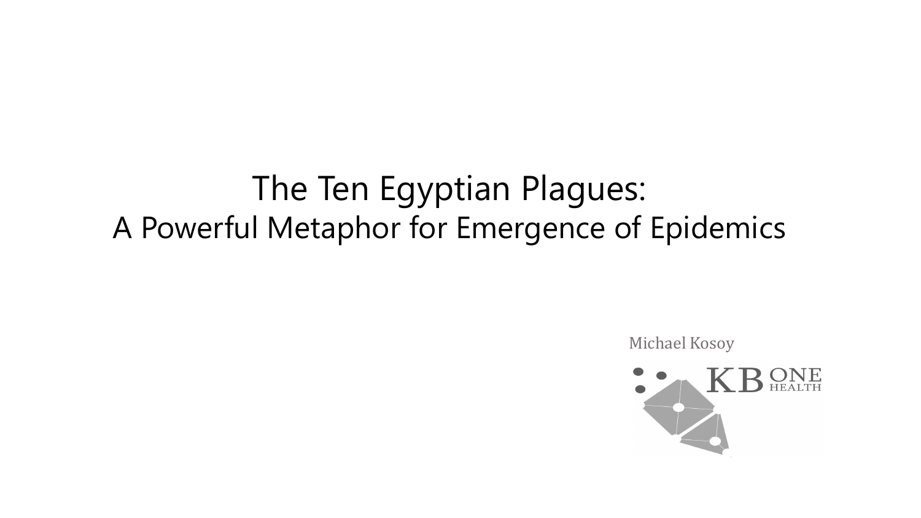# The Ten Egyptian Plagues:
## A Powerful Metaphor for Emergence of Epidemics

Michael Kosoy

KB ONE HEALTH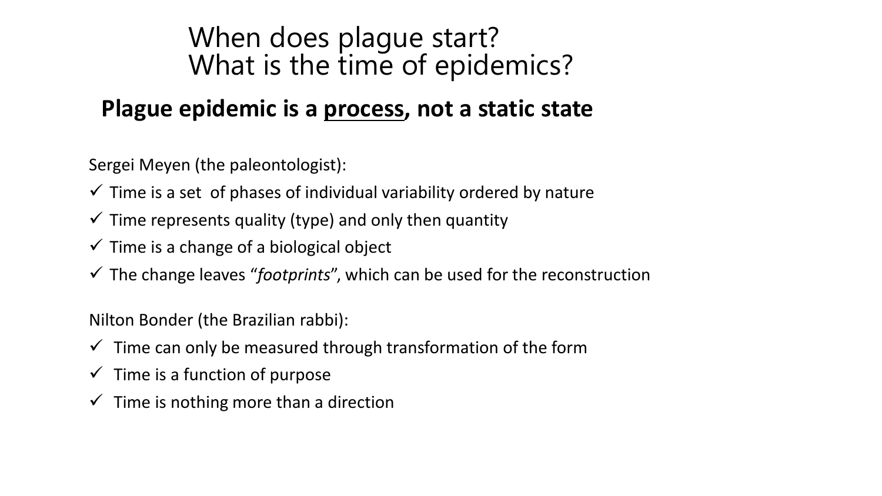# When does plague start?
# What is the time of epidemics?

## **Plague epidemic is a <u>process</u>, not a static state**

Sergei Meyen (the paleontologist):

- ✓ Time is a set of phases of individual variability ordered by nature
- ✓ Time represents quality (type) and only then quantity
- ✓ Time is a change of a biological object
- ✓ The change leaves "*footprints*", which can be used for the reconstruction

Nilton Bonder (the Brazilian rabbi):

- ✓ Time can only be measured through transformation of the form
- ✓ Time is a function of purpose
- ✓ Time is nothing more than a direction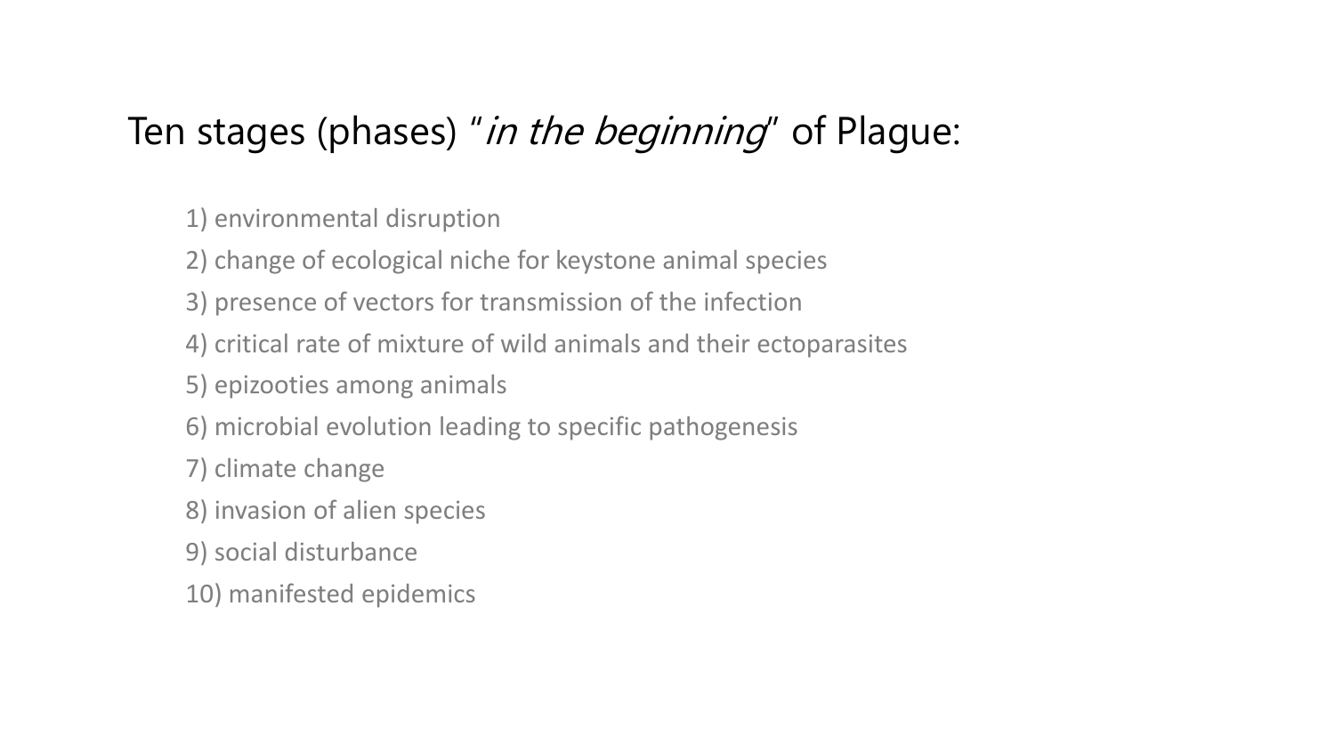# Ten stages (phases) "*in the beginning*" of Plague:

1) environmental disruption
2) change of ecological niche for keystone animal species
3) presence of vectors for transmission of the infection
4) critical rate of mixture of wild animals and their ectoparasites
5) epizooties among animals
6) microbial evolution leading to specific pathogenesis
7) climate change
8) invasion of alien species
9) social disturbance
10) manifested epidemics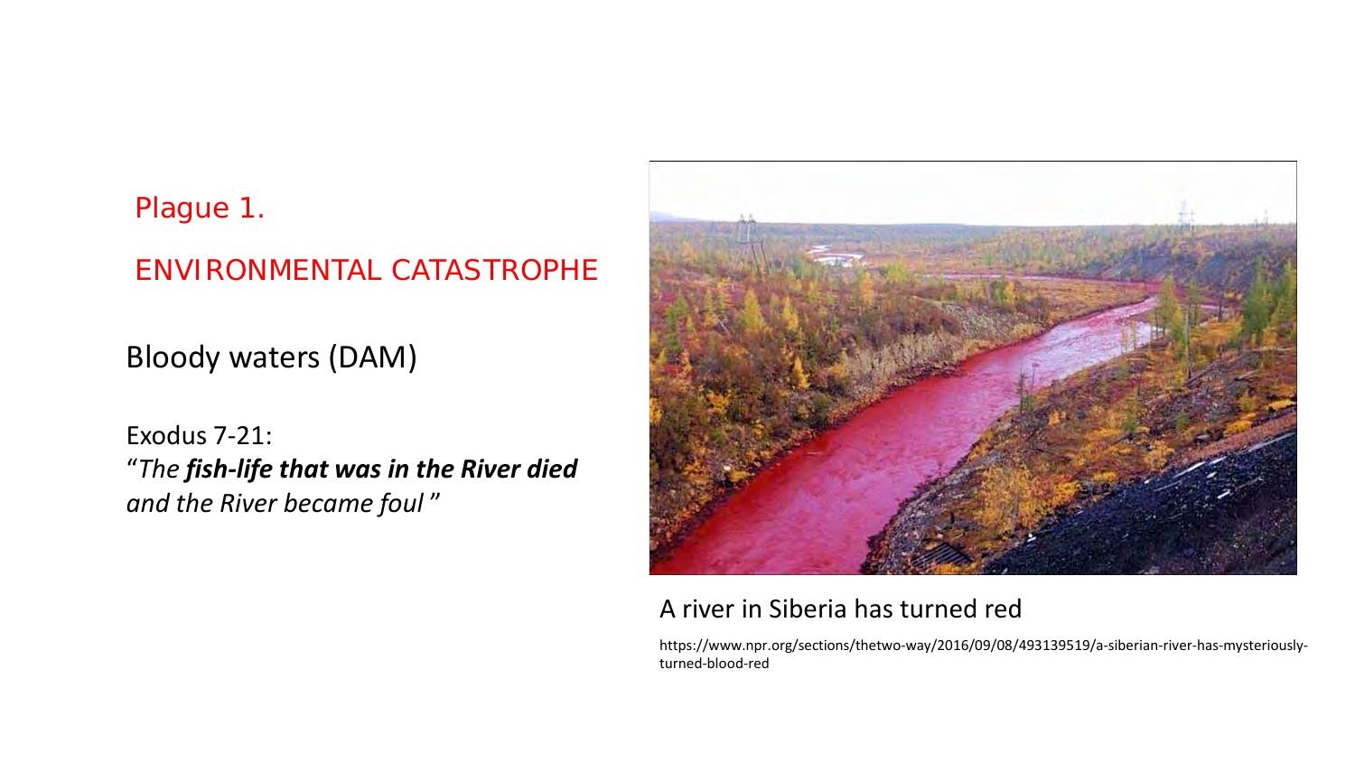Plague 1.

ENVIRONMENTAL CATASTROPHE

Bloody waters (DAM)

Exodus 7-21:
"*The **fish-life that was in the River died** and the River became foul*"

A river in Siberia has turned red

https://www.npr.org/sections/thetwo-way/2016/09/08/493139519/a-siberian-river-has-mysteriously-turned-blood-red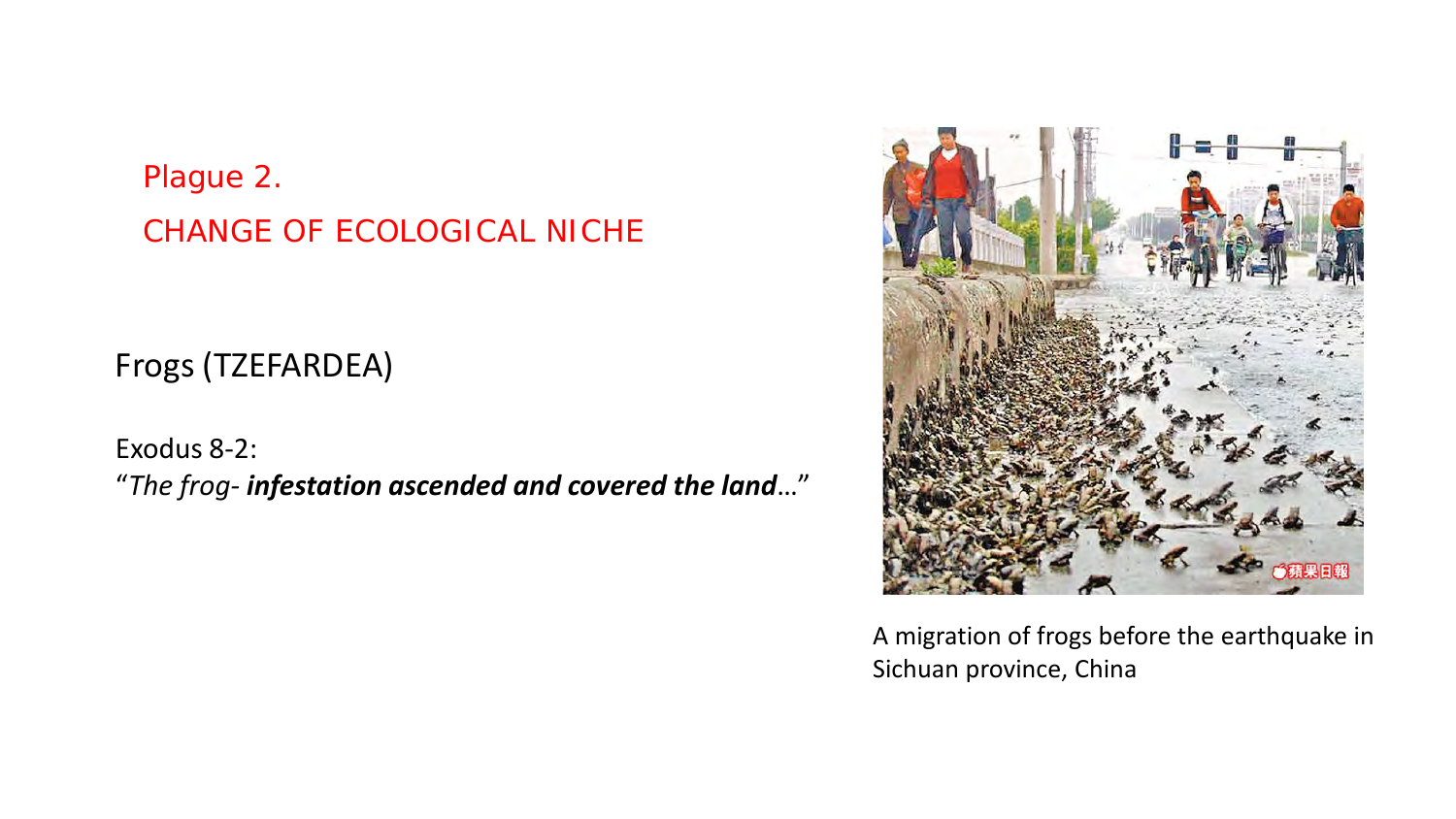## Plague 2.

## CHANGE OF ECOLOGICAL NICHE

Frogs (TZEFARDEA)

Exodus 8-2:
"*The frog-* ***infestation ascended and covered the land***…"

A migration of frogs before the earthquake in Sichuan province, China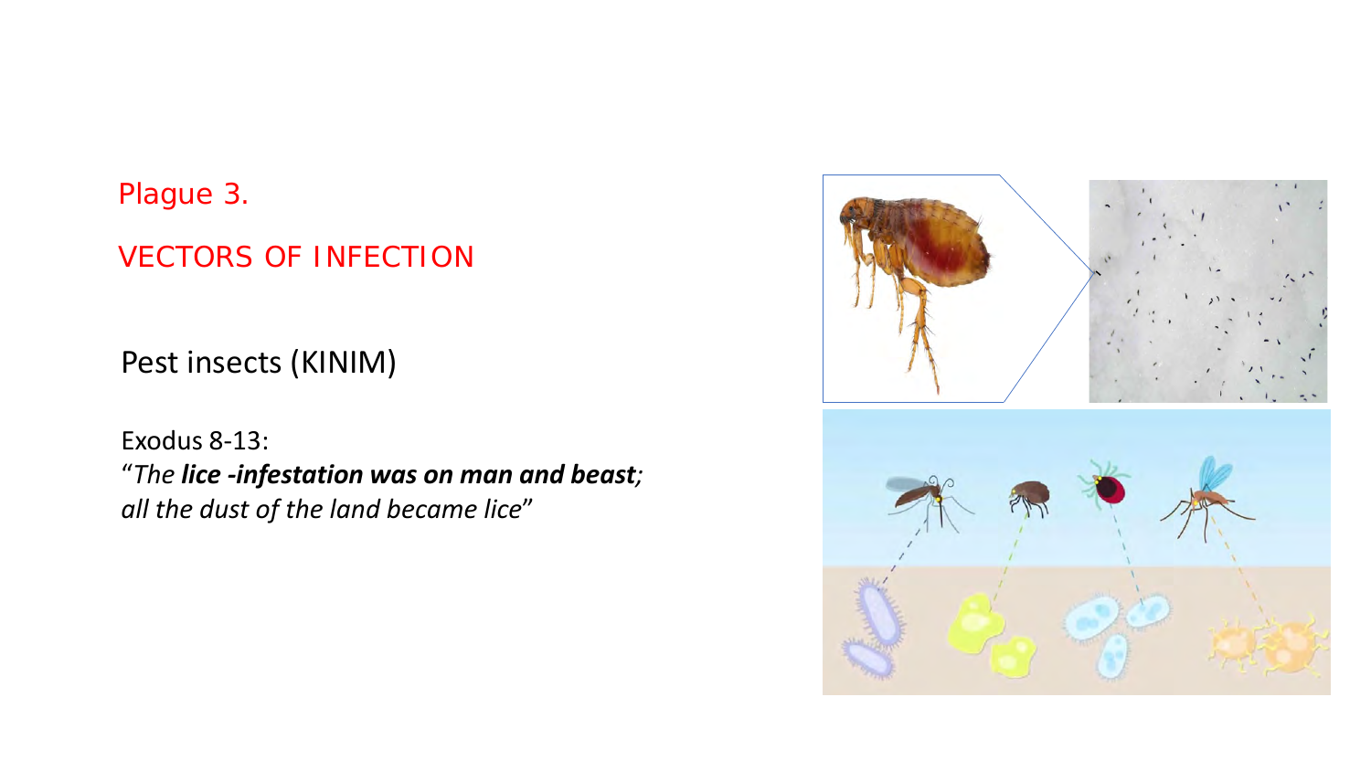## Plague 3.

## VECTORS OF INFECTION

### Pest insects (KINIM)

Exodus 8-13:
“*The* ***lice -infestation was on man and beast****;*
*all the dust of the land became lice*”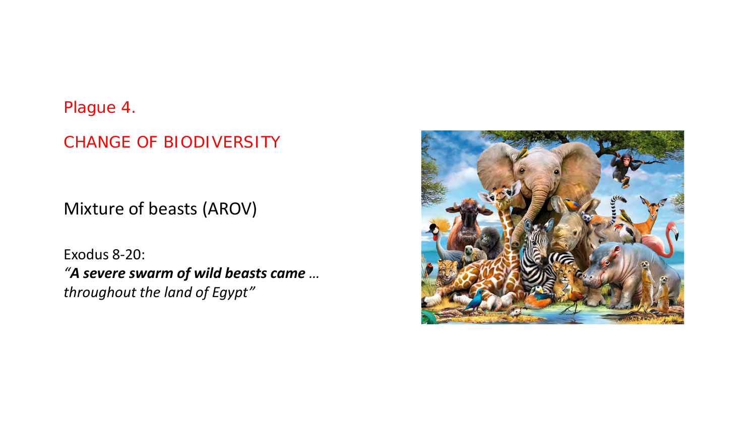Plague 4.

## CHANGE OF BIODIVERSITY

Mixture of beasts (AROV)

Exodus 8-20:
*“**A severe swarm of wild beasts came** … throughout the land of Egypt”*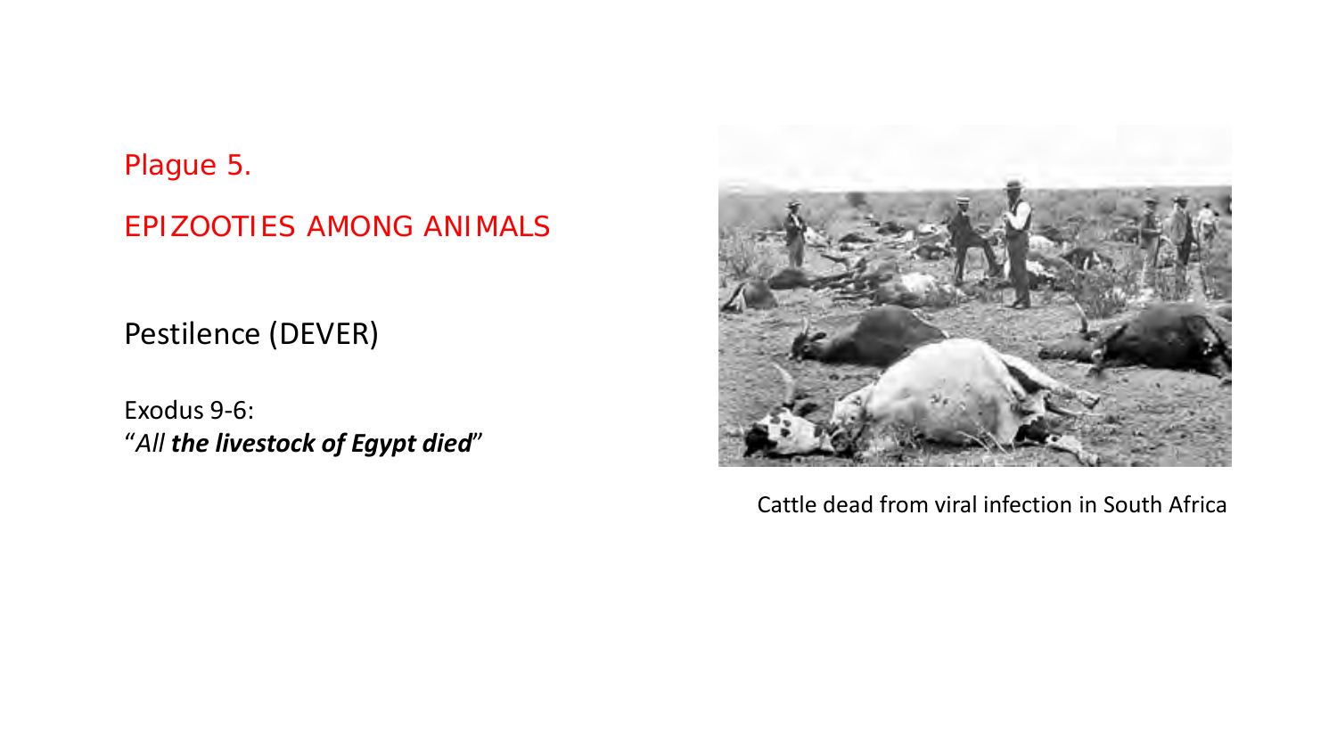Plague 5.

EPIZOOTIES AMONG ANIMALS

Pestilence (DEVER)

Exodus 9-6:
"*All* ***the livestock of Egypt died***"

Cattle dead from viral infection in South Africa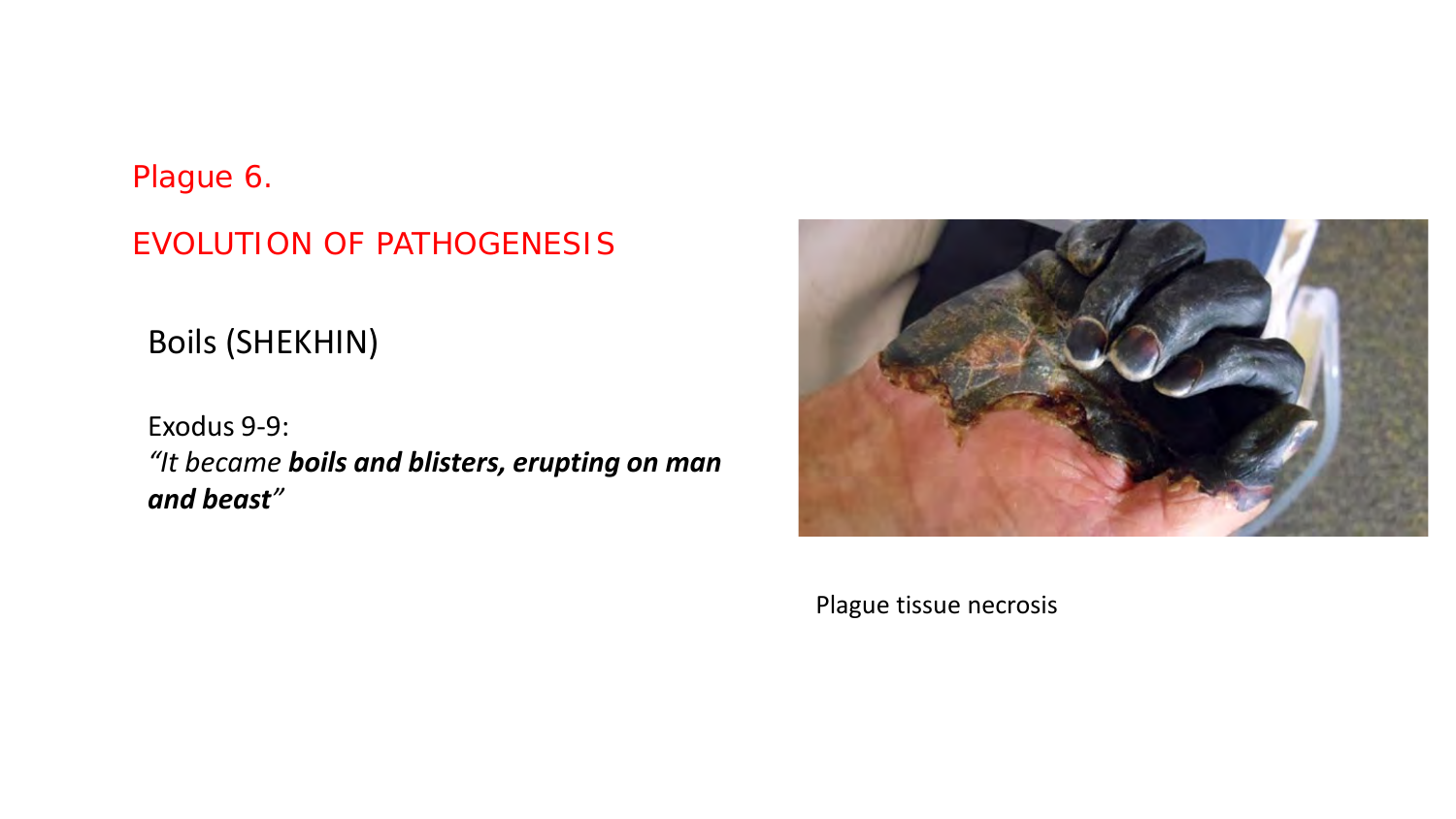Plague 6.

EVOLUTION OF PATHOGENESIS

Boils (SHEKHIN)

Exodus 9-9:
*"It became **boils and blisters, erupting on man and beast**"*

Plague tissue necrosis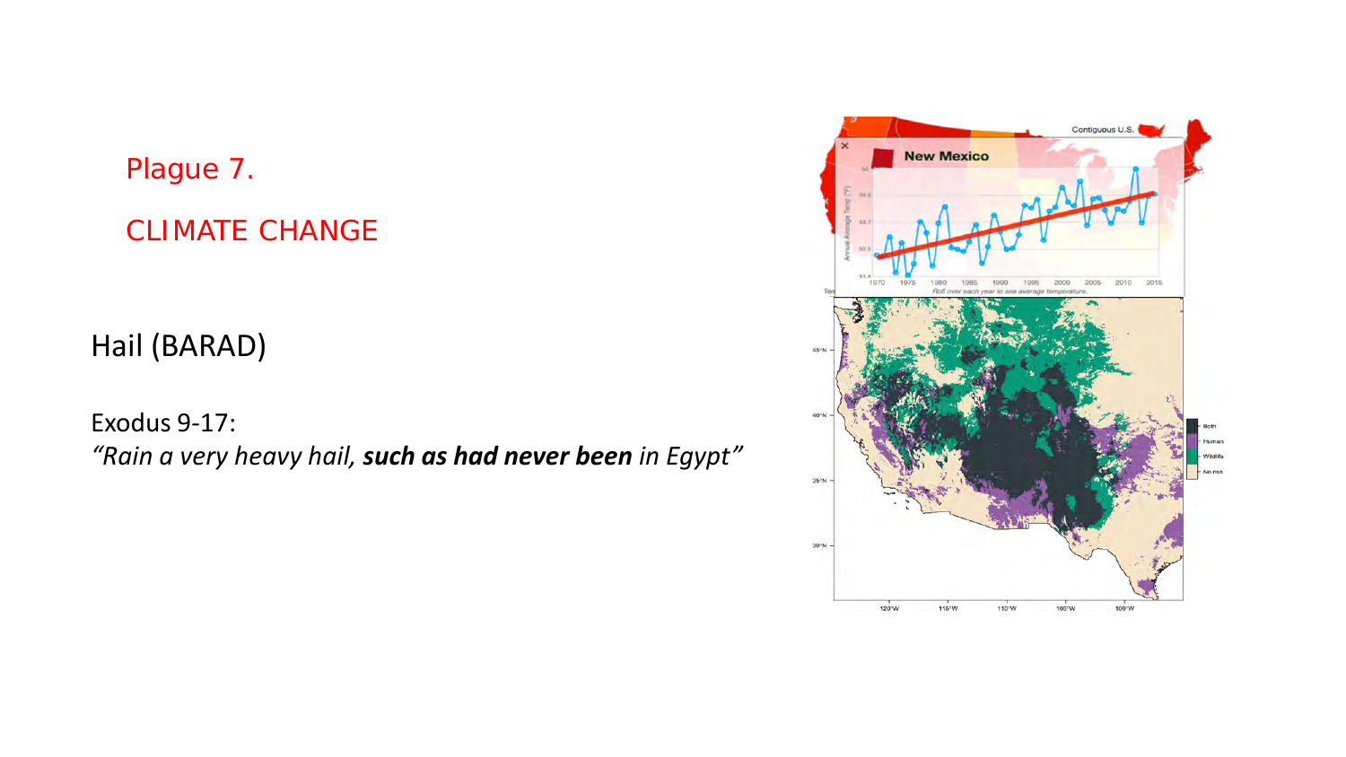Plague 7.

CLIMATE CHANGE

Hail (BARAD)

Exodus 9-17:
*"Rain a very heavy hail, **such as had never been** in Egypt"*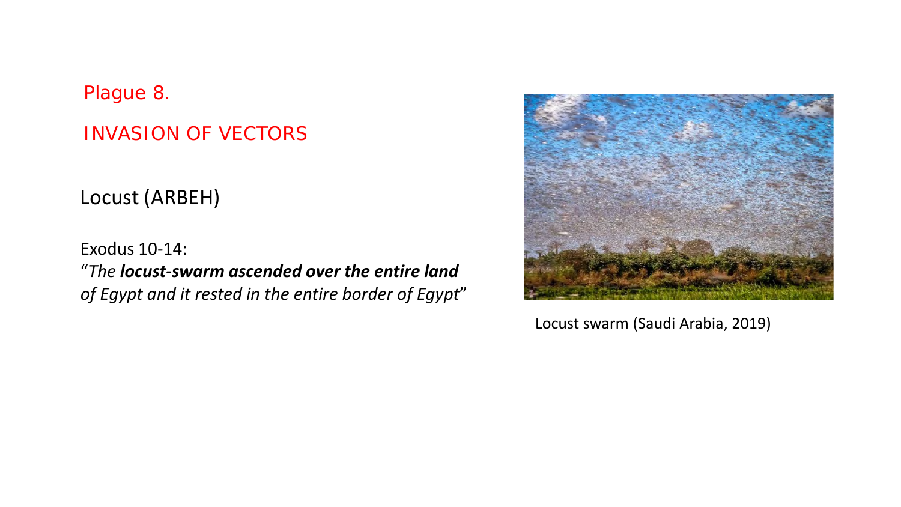Plague 8.

INVASION OF VECTORS

Locust (ARBEH)

Exodus 10-14:
"*The **locust-swarm ascended over the entire land** of Egypt and it rested in the entire border of Egypt*"

Locust swarm (Saudi Arabia, 2019)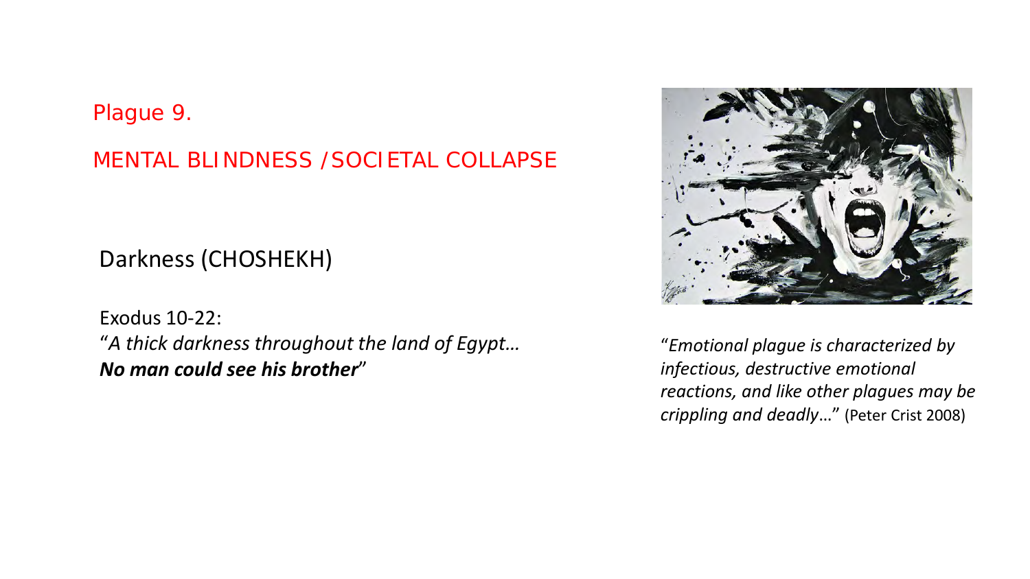## Plague 9.

## MENTAL BLINDNESS /SOCIETAL COLLAPSE

Darkness (CHOSHEKH)

Exodus 10-22:
"*A thick darkness throughout the land of Egypt…*
***No man could see his brother***"

"*Emotional plague is characterized by infectious, destructive emotional reactions, and like other plagues may be crippling and deadly*…" (Peter Crist 2008)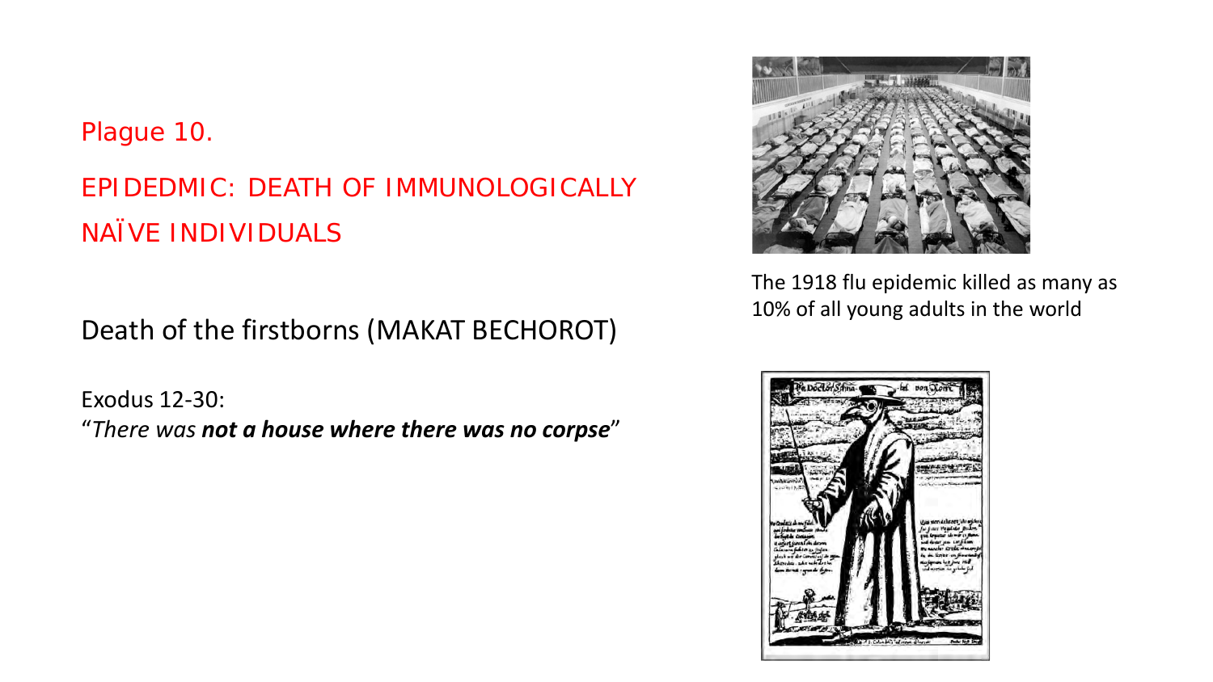## Plague 10.

## EPIDEDMIC: DEATH OF IMMUNOLOGICALLY NAÏVE INDIVIDUALS

Death of the firstborns (MAKAT BECHOROT)

Exodus 12-30:
"*There was **not a house where there was no corpse***"

The 1918 flu epidemic killed as many as 10% of all young adults in the world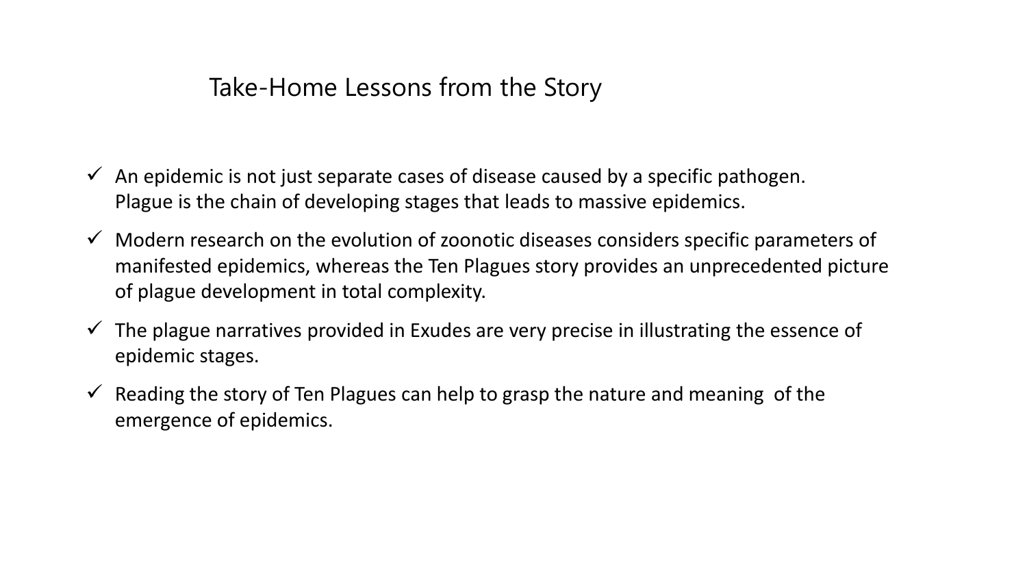# Take-Home Lessons from the Story

- ✓ An epidemic is not just separate cases of disease caused by a specific pathogen. Plague is the chain of developing stages that leads to massive epidemics.
- ✓ Modern research on the evolution of zoonotic diseases considers specific parameters of manifested epidemics, whereas the Ten Plagues story provides an unprecedented picture of plague development in total complexity.
- ✓ The plague narratives provided in Exudes are very precise in illustrating the essence of epidemic stages.
- ✓ Reading the story of Ten Plagues can help to grasp the nature and meaning of the emergence of epidemics.